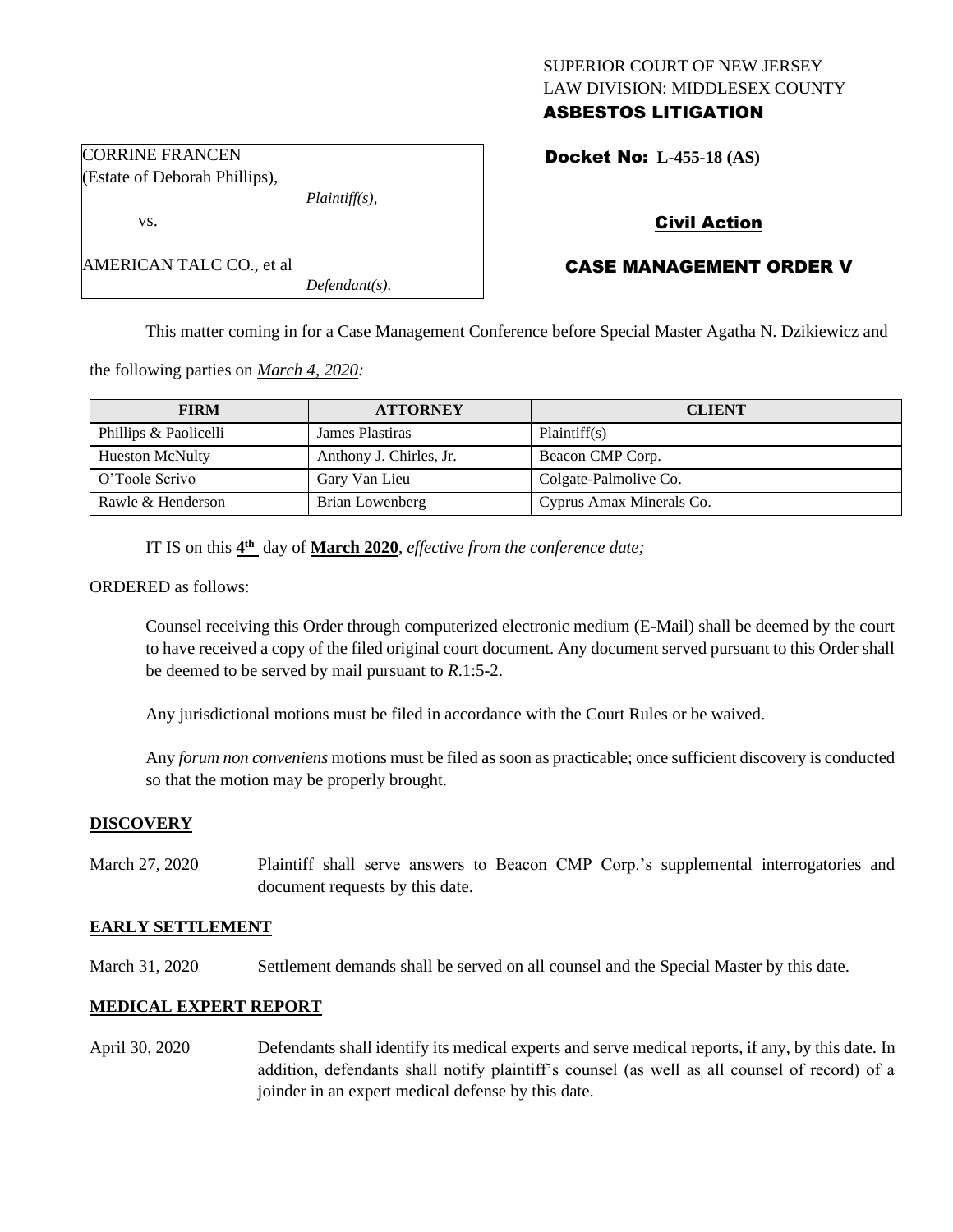SUPERIOR COURT OF NEW JERSEY
LAW DIVISION: MIDDLESEX COUNTY
**ASBESTOS LITIGATION**

CORRINE FRANCEN
(Estate of Deborah Phillips),
*Plaintiff(s),*
vs.

AMERICAN TALC CO., et al
*Defendant(s).*

**Docket No: L-455-18 (AS)**

**Civil Action**

**CASE MANAGEMENT ORDER V**

This matter coming in for a Case Management Conference before Special Master Agatha N. Dzikiewicz and the following parties on ***March 4, 2020:***

| FIRM | ATTORNEY | CLIENT |
|---|---|---|
| Phillips & Paolicelli | James Plastiras | Plaintiff(s) |
| Hueston McNulty | Anthony J. Chirles, Jr. | Beacon CMP Corp. |
| O'Toole Scrivo | Gary Van Lieu | Colgate-Palmolive Co. |
| Rawle & Henderson | Brian Lowenberg | Cyprus Amax Minerals Co. |

IT IS on this **4th** day of **March 2020**, *effective from the conference date;*

ORDERED as follows:

Counsel receiving this Order through computerized electronic medium (E-Mail) shall be deemed by the court to have received a copy of the filed original court document. Any document served pursuant to this Order shall be deemed to be served by mail pursuant to *R*.1:5-2.

Any jurisdictional motions must be filed in accordance with the Court Rules or be waived.

Any *forum non conveniens* motions must be filed as soon as practicable; once sufficient discovery is conducted so that the motion may be properly brought.

## DISCOVERY

March 27, 2020 — Plaintiff shall serve answers to Beacon CMP Corp.'s supplemental interrogatories and document requests by this date.

## EARLY SETTLEMENT

March 31, 2020 — Settlement demands shall be served on all counsel and the Special Master by this date.

## MEDICAL EXPERT REPORT

April 30, 2020 — Defendants shall identify its medical experts and serve medical reports, if any, by this date. In addition, defendants shall notify plaintiff's counsel (as well as all counsel of record) of a joinder in an expert medical defense by this date.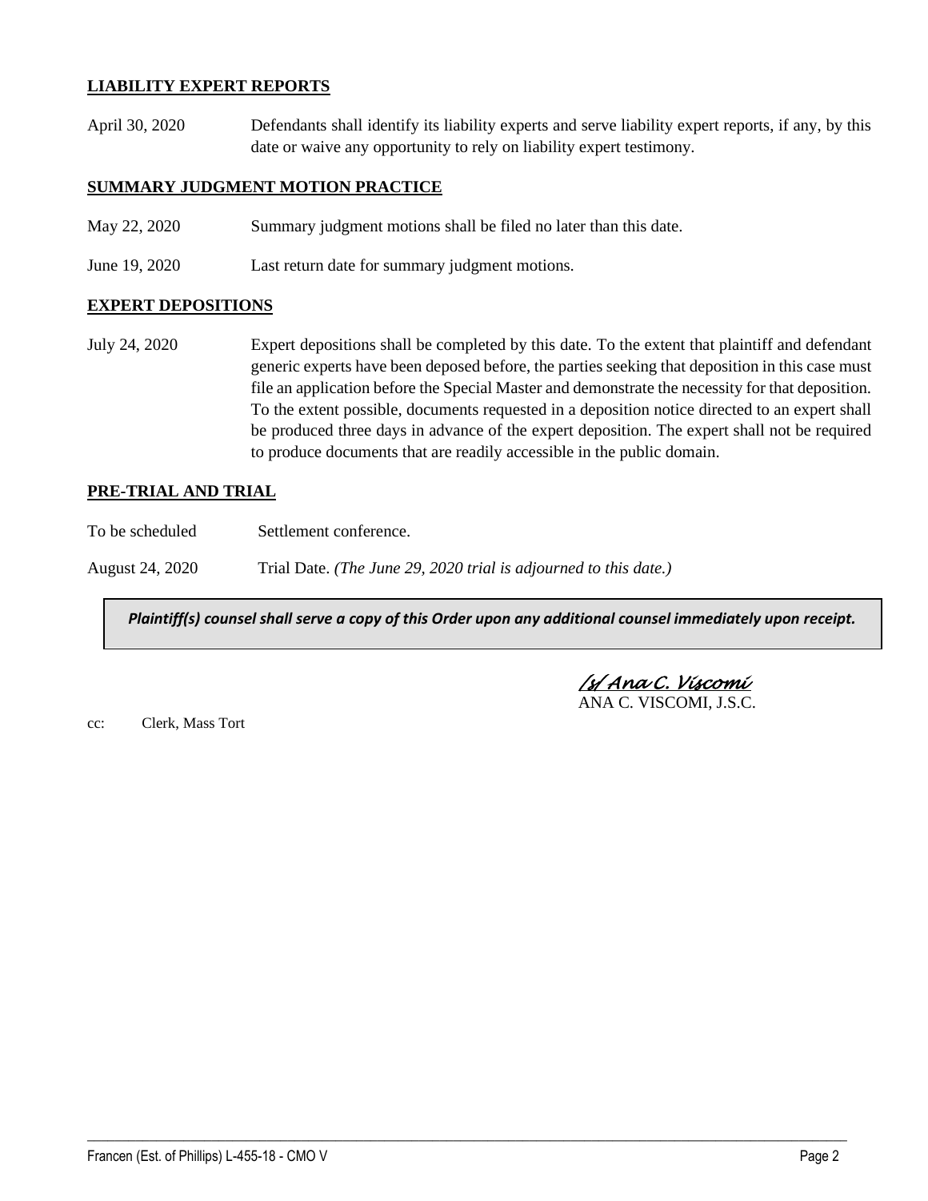## LIABILITY EXPERT REPORTS

| | |
|---|---|
| April 30, 2020 | Defendants shall identify its liability experts and serve liability expert reports, if any, by this date or waive any opportunity to rely on liability expert testimony. |

## SUMMARY JUDGMENT MOTION PRACTICE

| | |
|---|---|
| May 22, 2020 | Summary judgment motions shall be filed no later than this date. |
| June 19, 2020 | Last return date for summary judgment motions. |

## EXPERT DEPOSITIONS

| | |
|---|---|
| July 24, 2020 | Expert depositions shall be completed by this date. To the extent that plaintiff and defendant generic experts have been deposed before, the parties seeking that deposition in this case must file an application before the Special Master and demonstrate the necessity for that deposition. To the extent possible, documents requested in a deposition notice directed to an expert shall be produced three days in advance of the expert deposition. The expert shall not be required to produce documents that are readily accessible in the public domain. |

## PRE-TRIAL AND TRIAL

| | |
|---|---|
| To be scheduled | Settlement conference. |
| August 24, 2020 | Trial Date. *(The June 29, 2020 trial is adjourned to this date.)* |

***Plaintiff(s) counsel shall serve a copy of this Order upon any additional counsel immediately upon receipt.***

*/s/ Ana C. Viscomi*
ANA C. VISCOMI, J.S.C.

cc: Clerk, Mass Tort